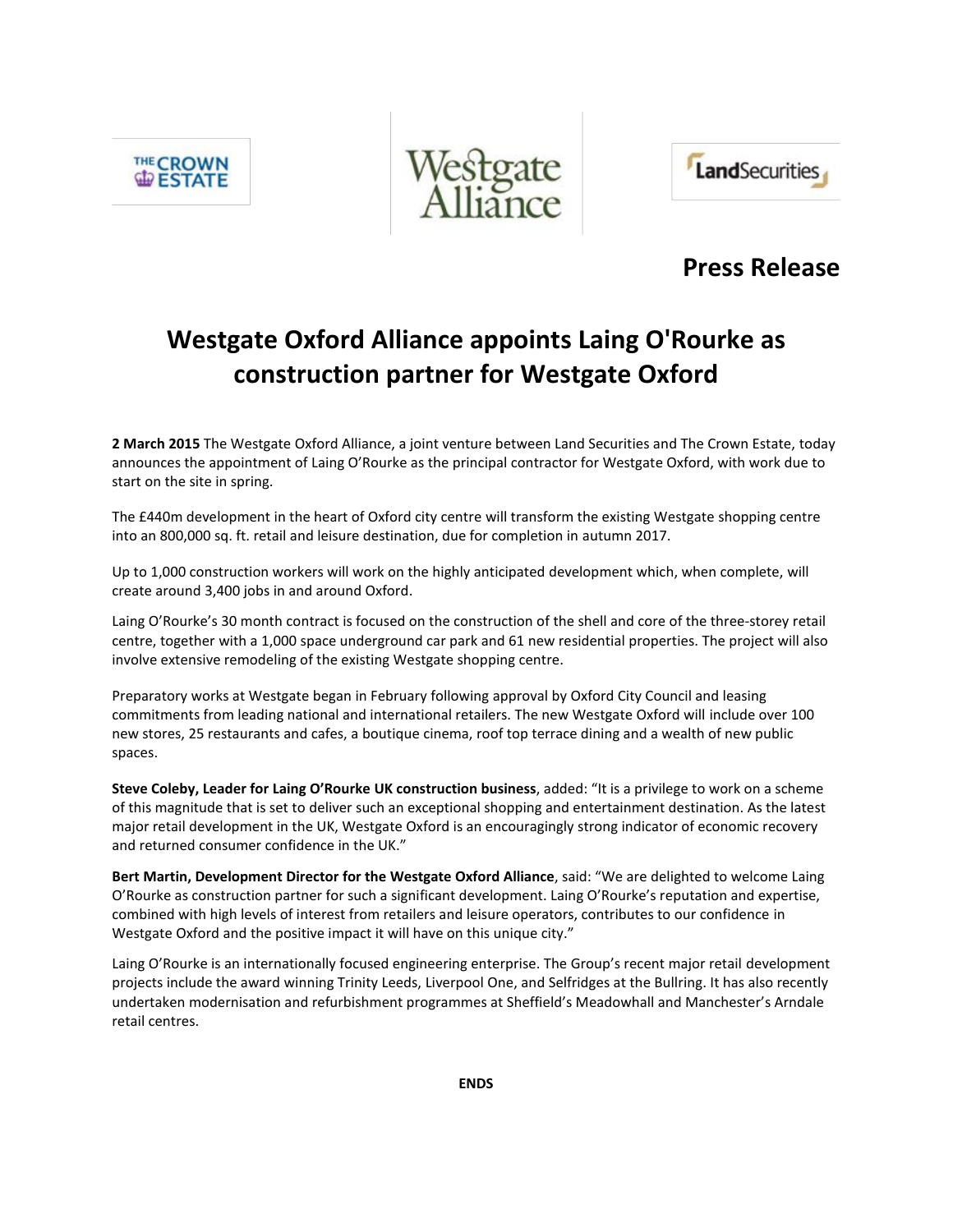THE CROWN ESTATE

Westgate Alliance

LandSecurities

**Press Release**

# Westgate Oxford Alliance appoints Laing O'Rourke as construction partner for Westgate Oxford

**2 March 2015** The Westgate Oxford Alliance, a joint venture between Land Securities and The Crown Estate, today announces the appointment of Laing O'Rourke as the principal contractor for Westgate Oxford, with work due to start on the site in spring.

The £440m development in the heart of Oxford city centre will transform the existing Westgate shopping centre into an 800,000 sq. ft. retail and leisure destination, due for completion in autumn 2017.

Up to 1,000 construction workers will work on the highly anticipated development which, when complete, will create around 3,400 jobs in and around Oxford.

Laing O'Rourke's 30 month contract is focused on the construction of the shell and core of the three-storey retail centre, together with a 1,000 space underground car park and 61 new residential properties. The project will also involve extensive remodeling of the existing Westgate shopping centre.

Preparatory works at Westgate began in February following approval by Oxford City Council and leasing commitments from leading national and international retailers. The new Westgate Oxford will include over 100 new stores, 25 restaurants and cafes, a boutique cinema, roof top terrace dining and a wealth of new public spaces.

**Steve Coleby, Leader for Laing O'Rourke UK construction business**, added: "It is a privilege to work on a scheme of this magnitude that is set to deliver such an exceptional shopping and entertainment destination. As the latest major retail development in the UK, Westgate Oxford is an encouragingly strong indicator of economic recovery and returned consumer confidence in the UK."

**Bert Martin, Development Director for the Westgate Oxford Alliance**, said: "We are delighted to welcome Laing O'Rourke as construction partner for such a significant development. Laing O'Rourke's reputation and expertise, combined with high levels of interest from retailers and leisure operators, contributes to our confidence in Westgate Oxford and the positive impact it will have on this unique city."

Laing O'Rourke is an internationally focused engineering enterprise. The Group's recent major retail development projects include the award winning Trinity Leeds, Liverpool One, and Selfridges at the Bullring. It has also recently undertaken modernisation and refurbishment programmes at Sheffield's Meadowhall and Manchester's Arndale retail centres.

**ENDS**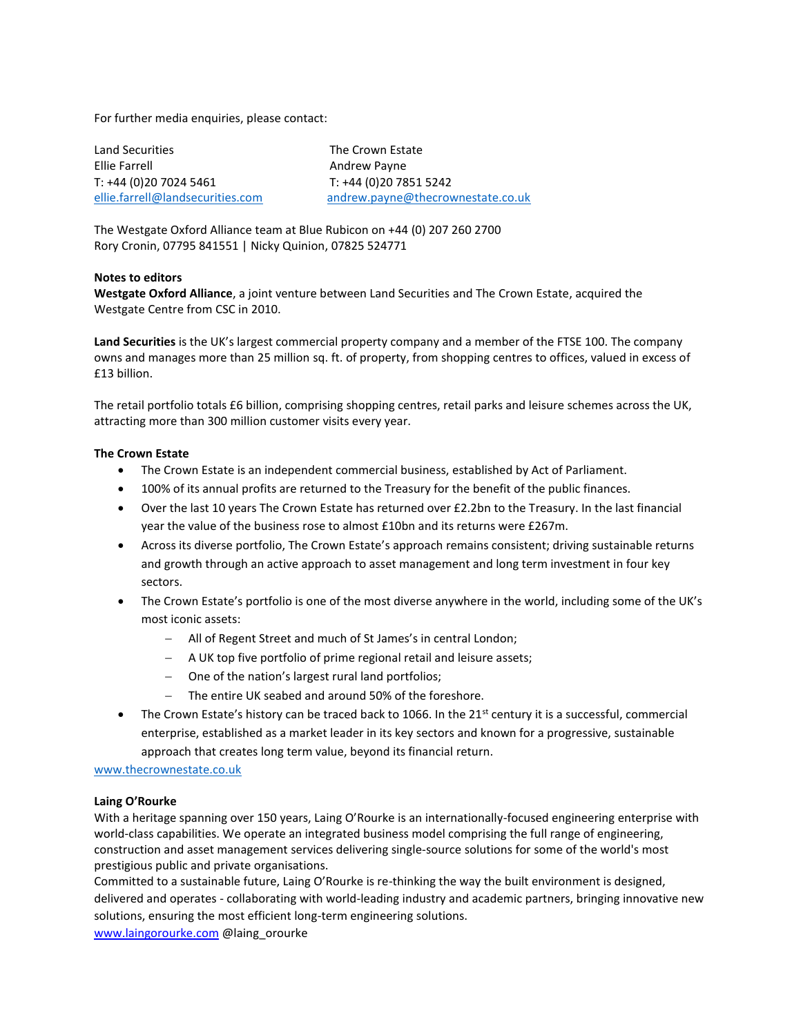For further media enquiries, please contact:

| | |
|---|---|
| Land Securities | The Crown Estate |
| Ellie Farrell | Andrew Payne |
| T: +44 (0)20 7024 5461 | T: +44 (0)20 7851 5242 |
| ellie.farrell@landsecurities.com | andrew.payne@thecrownestate.co.uk |

The Westgate Oxford Alliance team at Blue Rubicon on +44 (0) 207 260 2700
Rory Cronin, 07795 841551 | Nicky Quinion, 07825 524771

**Notes to editors**

**Westgate Oxford Alliance**, a joint venture between Land Securities and The Crown Estate, acquired the Westgate Centre from CSC in 2010.

**Land Securities** is the UK's largest commercial property company and a member of the FTSE 100. The company owns and manages more than 25 million sq. ft. of property, from shopping centres to offices, valued in excess of £13 billion.

The retail portfolio totals £6 billion, comprising shopping centres, retail parks and leisure schemes across the UK, attracting more than 300 million customer visits every year.

**The Crown Estate**

- The Crown Estate is an independent commercial business, established by Act of Parliament.
- 100% of its annual profits are returned to the Treasury for the benefit of the public finances.
- Over the last 10 years The Crown Estate has returned over £2.2bn to the Treasury. In the last financial year the value of the business rose to almost £10bn and its returns were £267m.
- Across its diverse portfolio, The Crown Estate's approach remains consistent; driving sustainable returns and growth through an active approach to asset management and long term investment in four key sectors.
- The Crown Estate's portfolio is one of the most diverse anywhere in the world, including some of the UK's most iconic assets:
  - All of Regent Street and much of St James's in central London;
  - A UK top five portfolio of prime regional retail and leisure assets;
  - One of the nation's largest rural land portfolios;
  - The entire UK seabed and around 50% of the foreshore.
- The Crown Estate's history can be traced back to 1066. In the 21st century it is a successful, commercial enterprise, established as a market leader in its key sectors and known for a progressive, sustainable approach that creates long term value, beyond its financial return.

www.thecrownestate.co.uk

**Laing O'Rourke**

With a heritage spanning over 150 years, Laing O'Rourke is an internationally-focused engineering enterprise with world-class capabilities. We operate an integrated business model comprising the full range of engineering, construction and asset management services delivering single-source solutions for some of the world's most prestigious public and private organisations.

Committed to a sustainable future, Laing O'Rourke is re-thinking the way the built environment is designed, delivered and operates - collaborating with world-leading industry and academic partners, bringing innovative new solutions, ensuring the most efficient long-term engineering solutions.

www.laingorourke.com @laing_orourke